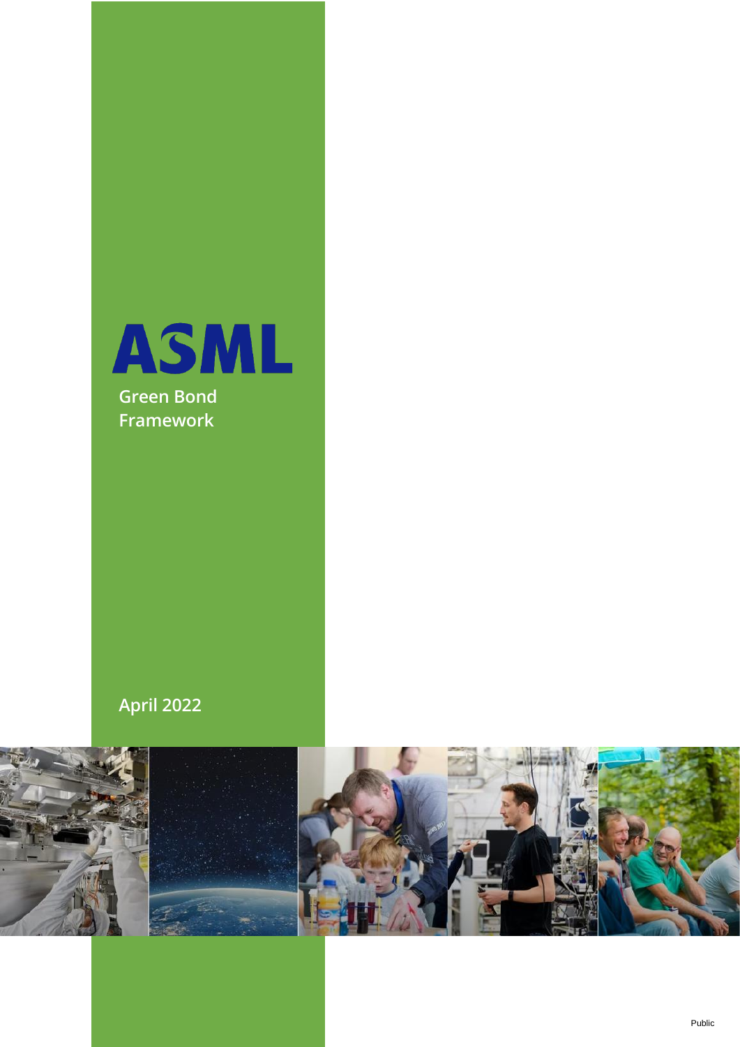ASML

# Green Bond Framework

April 2022

Public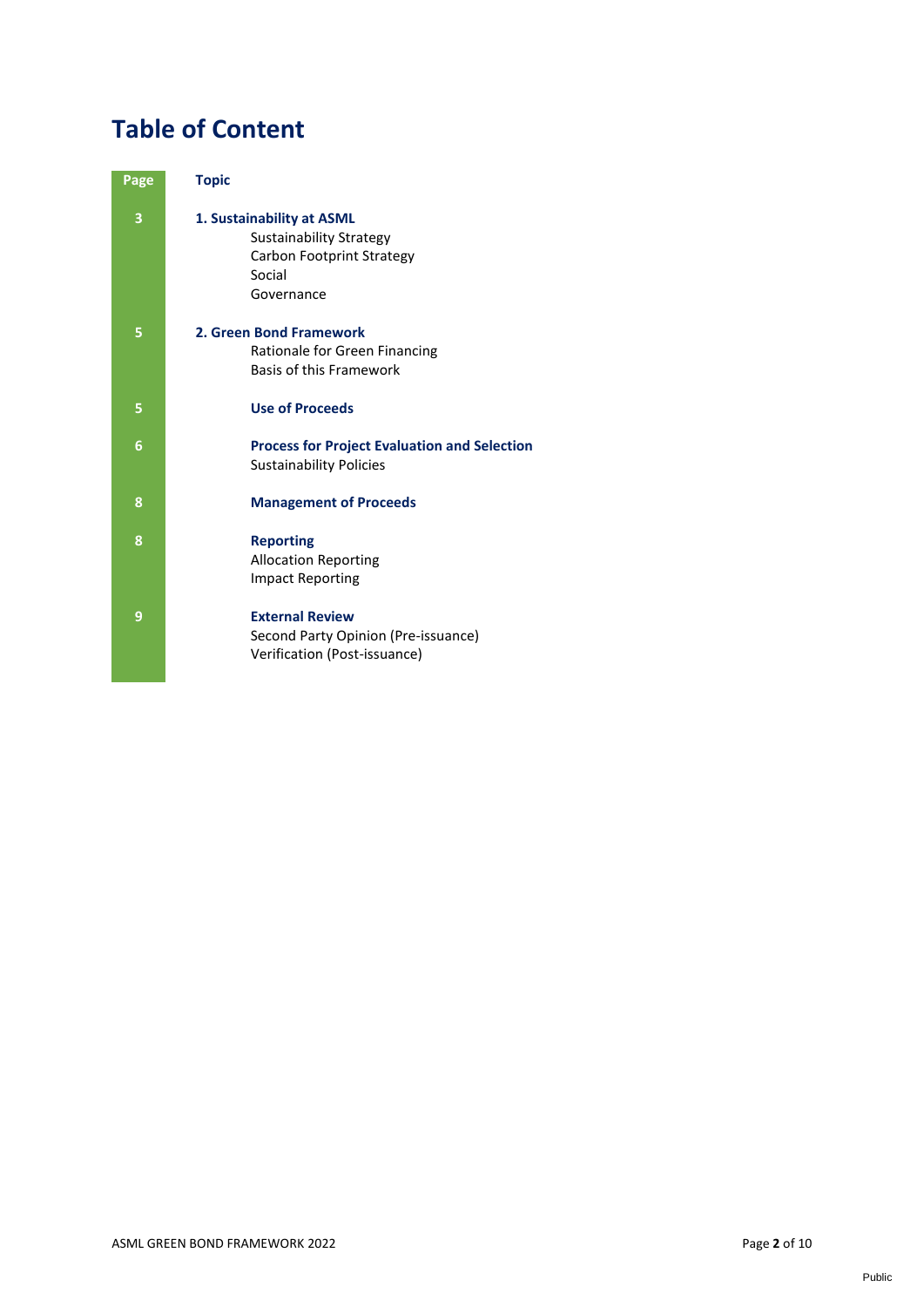# Table of Content

| Page | Topic |
|---|---|
| 3 | **1. Sustainability at ASML**<br>Sustainability Strategy<br>Carbon Footprint Strategy<br>Social<br>Governance |
| 5 | **2. Green Bond Framework**<br>Rationale for Green Financing<br>Basis of this Framework |
| 5 | **Use of Proceeds** |
| 6 | **Process for Project Evaluation and Selection**<br>Sustainability Policies |
| 8 | **Management of Proceeds** |
| 8 | **Reporting**<br>Allocation Reporting<br>Impact Reporting |
| 9 | **External Review**<br>Second Party Opinion (Pre-issuance)<br>Verification (Post-issuance) |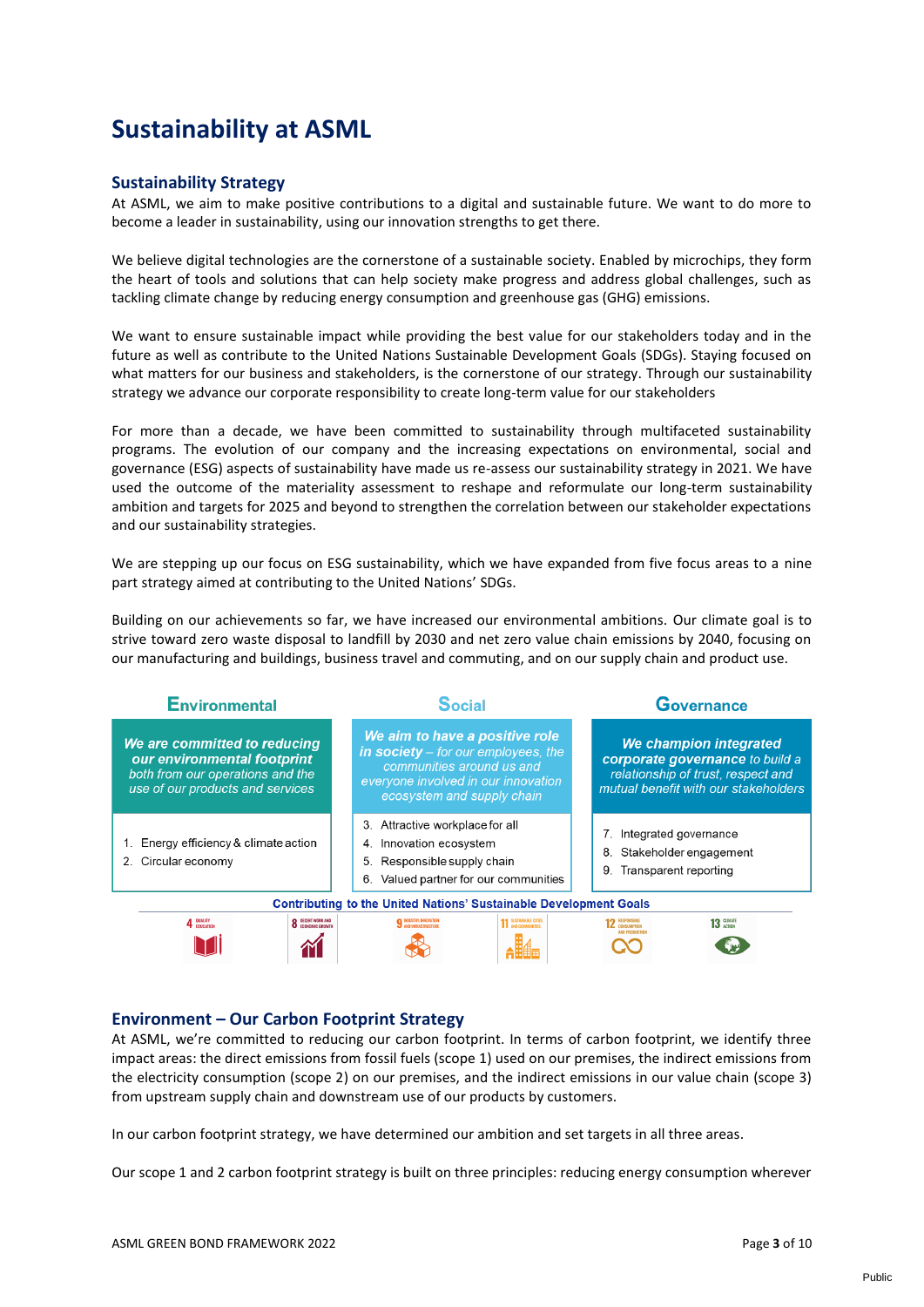# Sustainability at ASML

## Sustainability Strategy

At ASML, we aim to make positive contributions to a digital and sustainable future. We want to do more to become a leader in sustainability, using our innovation strengths to get there.

We believe digital technologies are the cornerstone of a sustainable society. Enabled by microchips, they form the heart of tools and solutions that can help society make progress and address global challenges, such as tackling climate change by reducing energy consumption and greenhouse gas (GHG) emissions.

We want to ensure sustainable impact while providing the best value for our stakeholders today and in the future as well as contribute to the United Nations Sustainable Development Goals (SDGs). Staying focused on what matters for our business and stakeholders, is the cornerstone of our strategy. Through our sustainability strategy we advance our corporate responsibility to create long-term value for our stakeholders

For more than a decade, we have been committed to sustainability through multifaceted sustainability programs. The evolution of our company and the increasing expectations on environmental, social and governance (ESG) aspects of sustainability have made us re-assess our sustainability strategy in 2021. We have used the outcome of the materiality assessment to reshape and reformulate our long-term sustainability ambition and targets for 2025 and beyond to strengthen the correlation between our stakeholder expectations and our sustainability strategies.

We are stepping up our focus on ESG sustainability, which we have expanded from five focus areas to a nine part strategy aimed at contributing to the United Nations' SDGs.

Building on our achievements so far, we have increased our environmental ambitions. Our climate goal is to strive toward zero waste disposal to landfill by 2030 and net zero value chain emissions by 2040, focusing on our manufacturing and buildings, business travel and commuting, and on our supply chain and product use.

| Environmental | Social | Governance |
|---|---|---|
| ***We are committed to reducing our environmental footprint*** *both from our operations and the use of our products and services* | ***We aim to have a positive role in society*** *– for our employees, the communities around us and everyone involved in our innovation ecosystem and supply chain* | ***We champion integrated corporate governance*** *to build a relationship of trust, respect and mutual benefit with our stakeholders* |
| 1. Energy efficiency & climate action<br>2. Circular economy | 3. Attractive workplace for all<br>4. Innovation ecosystem<br>5. Responsible supply chain<br>6. Valued partner for our communities | 7. Integrated governance<br>8. Stakeholder engagement<br>9. Transparent reporting |

**Contributing to the United Nations' Sustainable Development Goals**

4 Quality Education | 8 Decent Work and Economic Growth | 9 Industry, Innovation and Infrastructure | 11 Sustainable Cities and Communities | 12 Responsible Consumption and Production | 13 Climate Action

## Environment – Our Carbon Footprint Strategy

At ASML, we're committed to reducing our carbon footprint. In terms of carbon footprint, we identify three impact areas: the direct emissions from fossil fuels (scope 1) used on our premises, the indirect emissions from the electricity consumption (scope 2) on our premises, and the indirect emissions in our value chain (scope 3) from upstream supply chain and downstream use of our products by customers.

In our carbon footprint strategy, we have determined our ambition and set targets in all three areas.

Our scope 1 and 2 carbon footprint strategy is built on three principles: reducing energy consumption wherever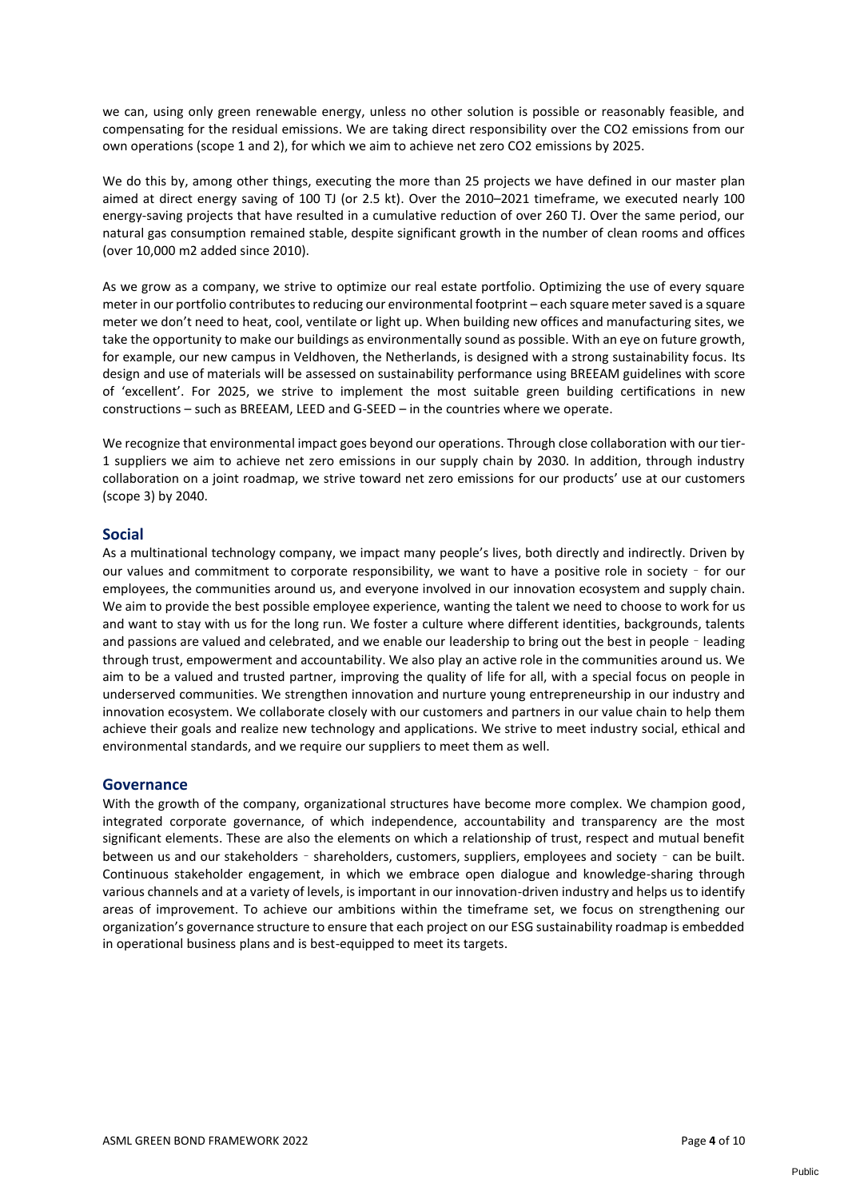we can, using only green renewable energy, unless no other solution is possible or reasonably feasible, and compensating for the residual emissions. We are taking direct responsibility over the $CO_2$ emissions from our own operations (scope 1 and 2), for which we aim to achieve net zero $CO_2$ emissions by 2025.

We do this by, among other things, executing the more than 25 projects we have defined in our master plan aimed at direct energy saving of 100 TJ (or 2.5 kt). Over the 2010–2021 timeframe, we executed nearly 100 energy-saving projects that have resulted in a cumulative reduction of over 260 TJ. Over the same period, our natural gas consumption remained stable, despite significant growth in the number of clean rooms and offices (over 10,000 m2 added since 2010).

As we grow as a company, we strive to optimize our real estate portfolio. Optimizing the use of every square meter in our portfolio contributes to reducing our environmental footprint – each square meter saved is a square meter we don't need to heat, cool, ventilate or light up. When building new offices and manufacturing sites, we take the opportunity to make our buildings as environmentally sound as possible. With an eye on future growth, for example, our new campus in Veldhoven, the Netherlands, is designed with a strong sustainability focus. Its design and use of materials will be assessed on sustainability performance using BREEAM guidelines with score of 'excellent'. For 2025, we strive to implement the most suitable green building certifications in new constructions – such as BREEAM, LEED and G-SEED – in the countries where we operate.

We recognize that environmental impact goes beyond our operations. Through close collaboration with our tier-1 suppliers we aim to achieve net zero emissions in our supply chain by 2030. In addition, through industry collaboration on a joint roadmap, we strive toward net zero emissions for our products' use at our customers (scope 3) by 2040.

## Social

As a multinational technology company, we impact many people's lives, both directly and indirectly. Driven by our values and commitment to corporate responsibility, we want to have a positive role in society – for our employees, the communities around us, and everyone involved in our innovation ecosystem and supply chain. We aim to provide the best possible employee experience, wanting the talent we need to choose to work for us and want to stay with us for the long run. We foster a culture where different identities, backgrounds, talents and passions are valued and celebrated, and we enable our leadership to bring out the best in people – leading through trust, empowerment and accountability. We also play an active role in the communities around us. We aim to be a valued and trusted partner, improving the quality of life for all, with a special focus on people in underserved communities. We strengthen innovation and nurture young entrepreneurship in our industry and innovation ecosystem. We collaborate closely with our customers and partners in our value chain to help them achieve their goals and realize new technology and applications. We strive to meet industry social, ethical and environmental standards, and we require our suppliers to meet them as well.

## Governance

With the growth of the company, organizational structures have become more complex. We champion good, integrated corporate governance, of which independence, accountability and transparency are the most significant elements. These are also the elements on which a relationship of trust, respect and mutual benefit between us and our stakeholders – shareholders, customers, suppliers, employees and society – can be built. Continuous stakeholder engagement, in which we embrace open dialogue and knowledge-sharing through various channels and at a variety of levels, is important in our innovation-driven industry and helps us to identify areas of improvement. To achieve our ambitions within the timeframe set, we focus on strengthening our organization's governance structure to ensure that each project on our ESG sustainability roadmap is embedded in operational business plans and is best-equipped to meet its targets.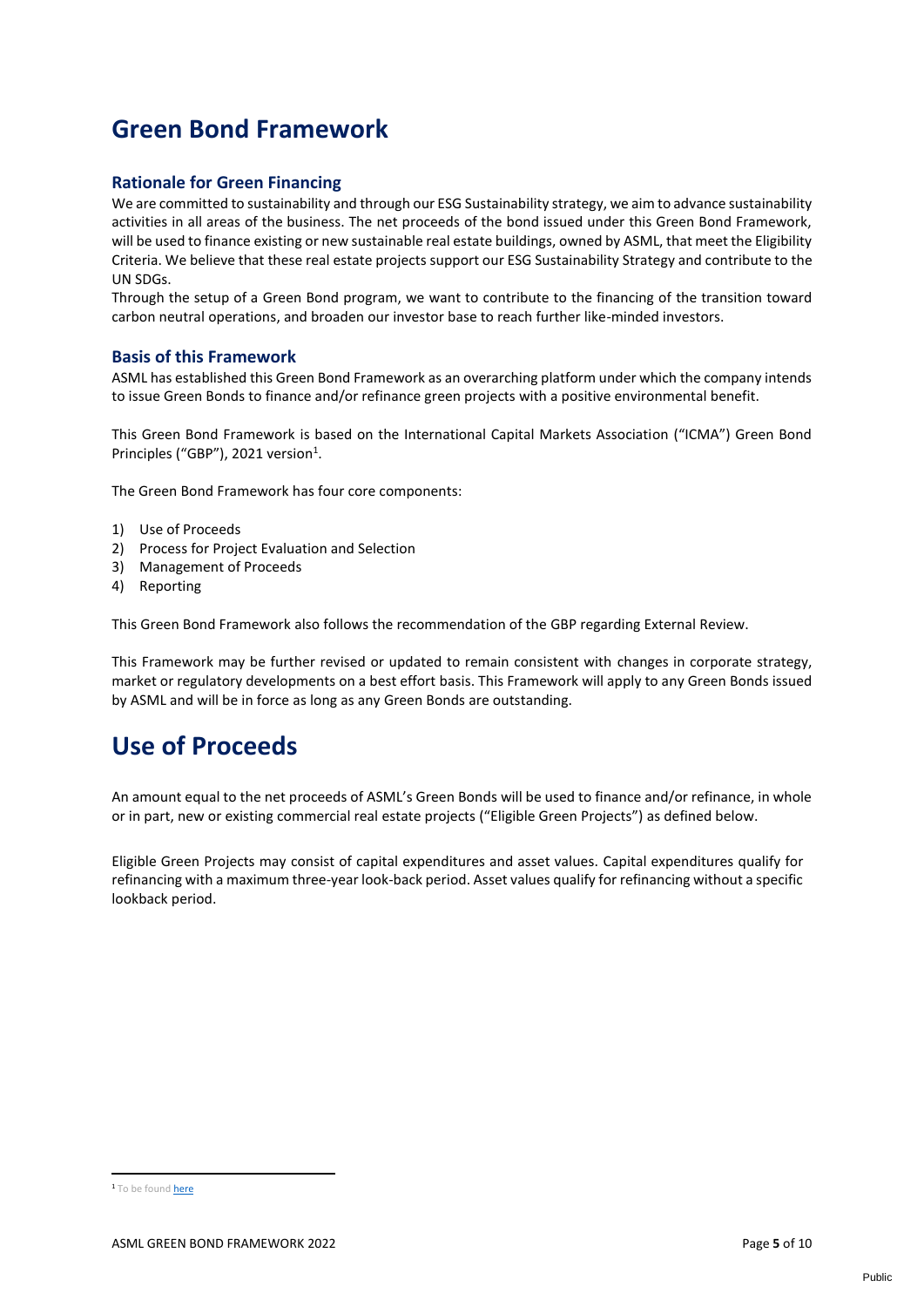# Green Bond Framework

## Rationale for Green Financing

We are committed to sustainability and through our ESG Sustainability strategy, we aim to advance sustainability activities in all areas of the business. The net proceeds of the bond issued under this Green Bond Framework, will be used to finance existing or new sustainable real estate buildings, owned by ASML, that meet the Eligibility Criteria. We believe that these real estate projects support our ESG Sustainability Strategy and contribute to the UN SDGs.

Through the setup of a Green Bond program, we want to contribute to the financing of the transition toward carbon neutral operations, and broaden our investor base to reach further like-minded investors.

## Basis of this Framework

ASML has established this Green Bond Framework as an overarching platform under which the company intends to issue Green Bonds to finance and/or refinance green projects with a positive environmental benefit.

This Green Bond Framework is based on the International Capital Markets Association ("ICMA") Green Bond Principles ("GBP"), 2021 version[1].

The Green Bond Framework has four core components:

1) Use of Proceeds
2) Process for Project Evaluation and Selection
3) Management of Proceeds
4) Reporting

This Green Bond Framework also follows the recommendation of the GBP regarding External Review.

This Framework may be further revised or updated to remain consistent with changes in corporate strategy, market or regulatory developments on a best effort basis. This Framework will apply to any Green Bonds issued by ASML and will be in force as long as any Green Bonds are outstanding.

# Use of Proceeds

An amount equal to the net proceeds of ASML's Green Bonds will be used to finance and/or refinance, in whole or in part, new or existing commercial real estate projects ("Eligible Green Projects") as defined below.

Eligible Green Projects may consist of capital expenditures and asset values. Capital expenditures qualify for refinancing with a maximum three-year look-back period. Asset values qualify for refinancing without a specific lookback period.

[1] To be found here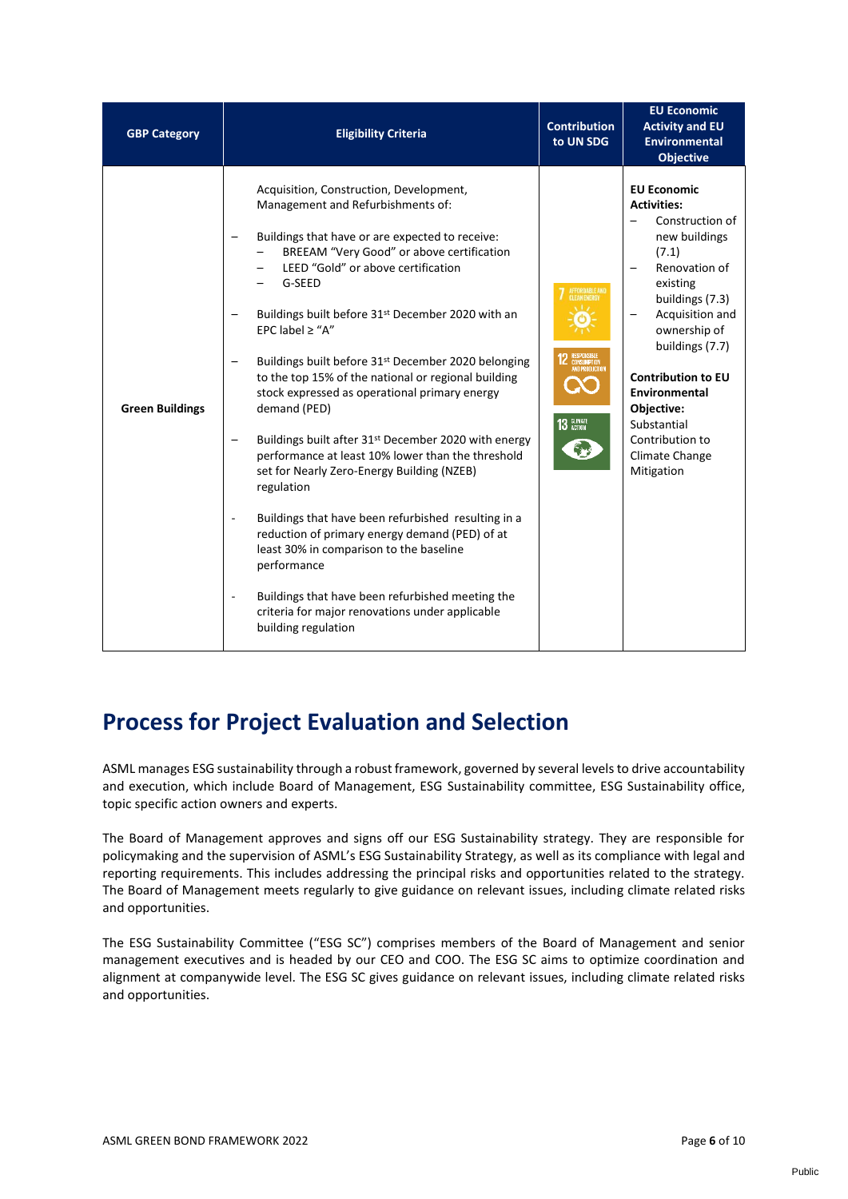| GBP Category | Eligibility Criteria | Contribution to UN SDG | EU Economic Activity and EU Environmental Objective |
|---|---|---|---|
| **Green Buildings** | Acquisition, Construction, Development, Management and Refurbishments of:<br><br>– Buildings that have or are expected to receive:<br>&nbsp;&nbsp;– BREEAM "Very Good" or above certification<br>&nbsp;&nbsp;– LEED "Gold" or above certification<br>&nbsp;&nbsp;– G-SEED<br><br>– Buildings built before 31st December 2020 with an EPC label ≥ "A"<br><br>– Buildings built before 31st December 2020 belonging to the top 15% of the national or regional building stock expressed as operational primary energy demand (PED)<br><br>– Buildings built after 31st December 2020 with energy performance at least 10% lower than the threshold set for Nearly Zero-Energy Building (NZEB) regulation<br><br>- Buildings that have been refurbished resulting in a reduction of primary energy demand (PED) of at least 30% in comparison to the baseline performance<br><br>- Buildings that have been refurbished meeting the criteria for major renovations under applicable building regulation | 7 Affordable and Clean Energy<br>12 Responsible Consumption and Production<br>13 Climate Action | **EU Economic Activities:**<br>– Construction of new buildings (7.1)<br>– Renovation of existing buildings (7.3)<br>– Acquisition and ownership of buildings (7.7)<br><br>**Contribution to EU Environmental Objective:**<br>Substantial Contribution to Climate Change Mitigation |

# Process for Project Evaluation and Selection

ASML manages ESG sustainability through a robust framework, governed by several levels to drive accountability and execution, which include Board of Management, ESG Sustainability committee, ESG Sustainability office, topic specific action owners and experts.

The Board of Management approves and signs off our ESG Sustainability strategy. They are responsible for policymaking and the supervision of ASML's ESG Sustainability Strategy, as well as its compliance with legal and reporting requirements. This includes addressing the principal risks and opportunities related to the strategy. The Board of Management meets regularly to give guidance on relevant issues, including climate related risks and opportunities.

The ESG Sustainability Committee ("ESG SC") comprises members of the Board of Management and senior management executives and is headed by our CEO and COO. The ESG SC aims to optimize coordination and alignment at companywide level. The ESG SC gives guidance on relevant issues, including climate related risks and opportunities.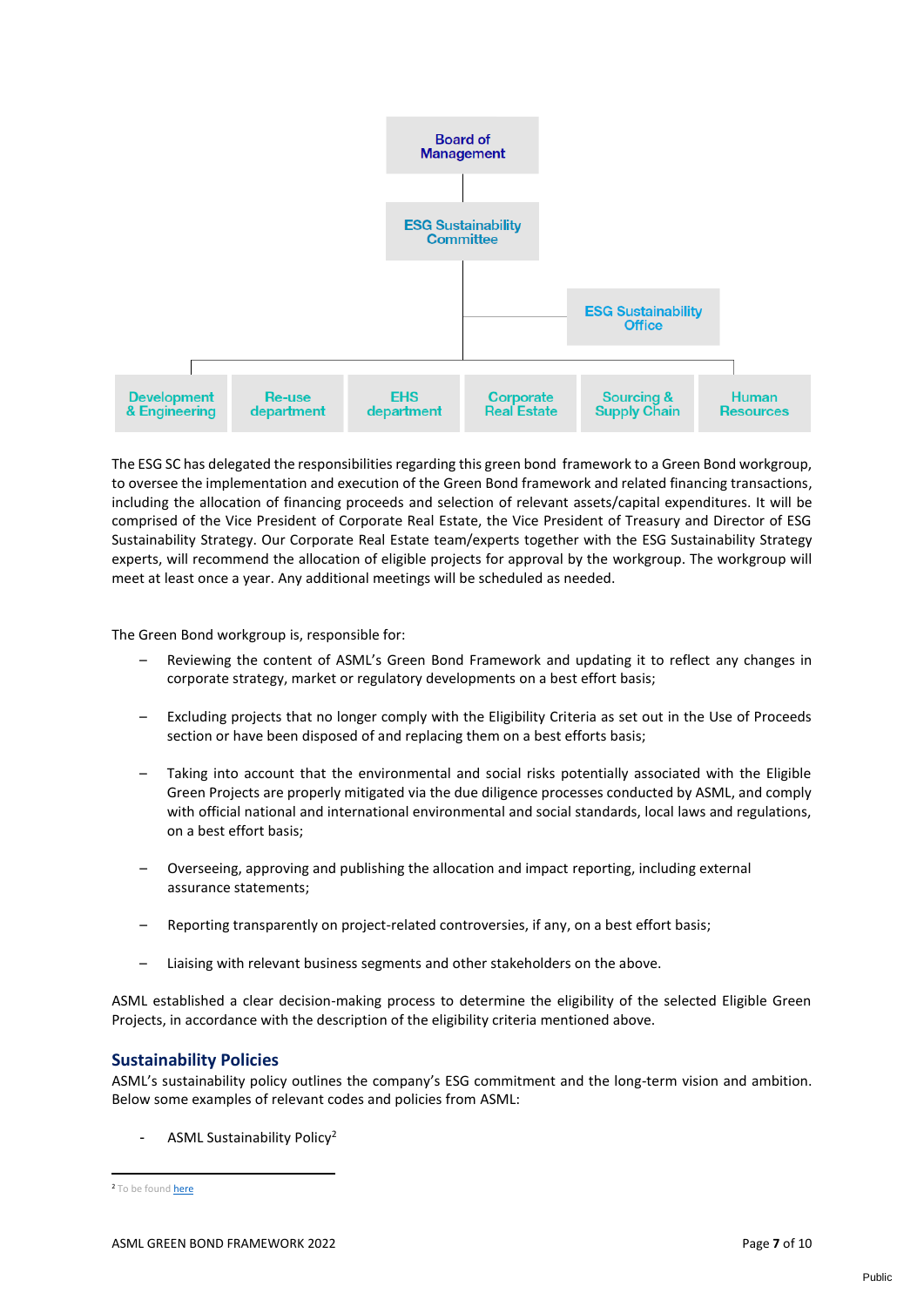Board of Management

ESG Sustainability Committee

ESG Sustainability Office

Development & Engineering | Re-use department | EHS department | Corporate Real Estate | Sourcing & Supply Chain | Human Resources

The ESG SC has delegated the responsibilities regarding this green bond framework to a Green Bond workgroup, to oversee the implementation and execution of the Green Bond framework and related financing transactions, including the allocation of financing proceeds and selection of relevant assets/capital expenditures. It will be comprised of the Vice President of Corporate Real Estate, the Vice President of Treasury and Director of ESG Sustainability Strategy. Our Corporate Real Estate team/experts together with the ESG Sustainability Strategy experts, will recommend the allocation of eligible projects for approval by the workgroup. The workgroup will meet at least once a year. Any additional meetings will be scheduled as needed.

The Green Bond workgroup is, responsible for:

- Reviewing the content of ASML's Green Bond Framework and updating it to reflect any changes in corporate strategy, market or regulatory developments on a best effort basis;
- Excluding projects that no longer comply with the Eligibility Criteria as set out in the Use of Proceeds section or have been disposed of and replacing them on a best efforts basis;
- Taking into account that the environmental and social risks potentially associated with the Eligible Green Projects are properly mitigated via the due diligence processes conducted by ASML, and comply with official national and international environmental and social standards, local laws and regulations, on a best effort basis;
- Overseeing, approving and publishing the allocation and impact reporting, including external assurance statements;
- Reporting transparently on project-related controversies, if any, on a best effort basis;
- Liaising with relevant business segments and other stakeholders on the above.

ASML established a clear decision-making process to determine the eligibility of the selected Eligible Green Projects, in accordance with the description of the eligibility criteria mentioned above.

## Sustainability Policies

ASML's sustainability policy outlines the company's ESG commitment and the long-term vision and ambition. Below some examples of relevant codes and policies from ASML:

- ASML Sustainability Policy[2]

[2] To be found here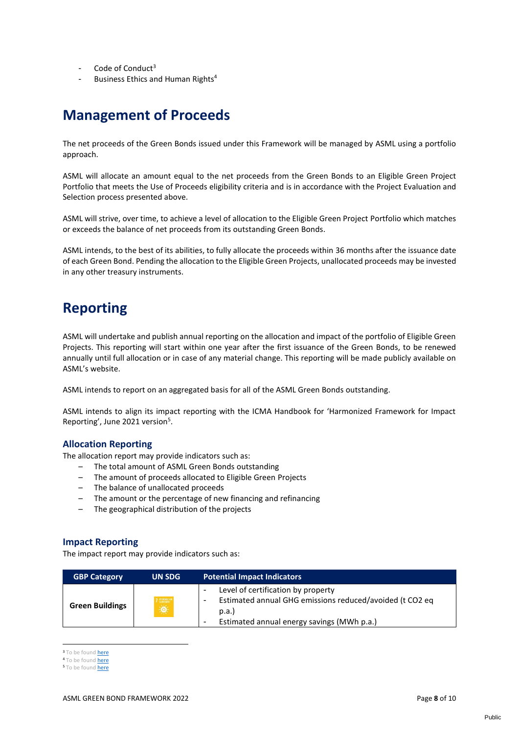- Code of Conduct[3]
- Business Ethics and Human Rights[4]

# Management of Proceeds

The net proceeds of the Green Bonds issued under this Framework will be managed by ASML using a portfolio approach.

ASML will allocate an amount equal to the net proceeds from the Green Bonds to an Eligible Green Project Portfolio that meets the Use of Proceeds eligibility criteria and is in accordance with the Project Evaluation and Selection process presented above.

ASML will strive, over time, to achieve a level of allocation to the Eligible Green Project Portfolio which matches or exceeds the balance of net proceeds from its outstanding Green Bonds.

ASML intends, to the best of its abilities, to fully allocate the proceeds within 36 months after the issuance date of each Green Bond. Pending the allocation to the Eligible Green Projects, unallocated proceeds may be invested in any other treasury instruments.

# Reporting

ASML will undertake and publish annual reporting on the allocation and impact of the portfolio of Eligible Green Projects. This reporting will start within one year after the first issuance of the Green Bonds, to be renewed annually until full allocation or in case of any material change. This reporting will be made publicly available on ASML's website.

ASML intends to report on an aggregated basis for all of the ASML Green Bonds outstanding.

ASML intends to align its impact reporting with the ICMA Handbook for 'Harmonized Framework for Impact Reporting', June 2021 version[5].

## Allocation Reporting

The allocation report may provide indicators such as:

- The total amount of ASML Green Bonds outstanding
- The amount of proceeds allocated to Eligible Green Projects
- The balance of unallocated proceeds
- The amount or the percentage of new financing and refinancing
- The geographical distribution of the projects

## Impact Reporting

The impact report may provide indicators such as:

| GBP Category | UN SDG | Potential Impact Indicators |
|---|---|---|
| **Green Buildings** | 7 AFFORDABLE AND CLEAN ENERGY | - Level of certification by property<br>- Estimated annual GHG emissions reduced/avoided (t $CO_2$ eq p.a.)<br>- Estimated annual energy savings (MWh p.a.) |

[3] To be found here
[4] To be found here
[5] To be found here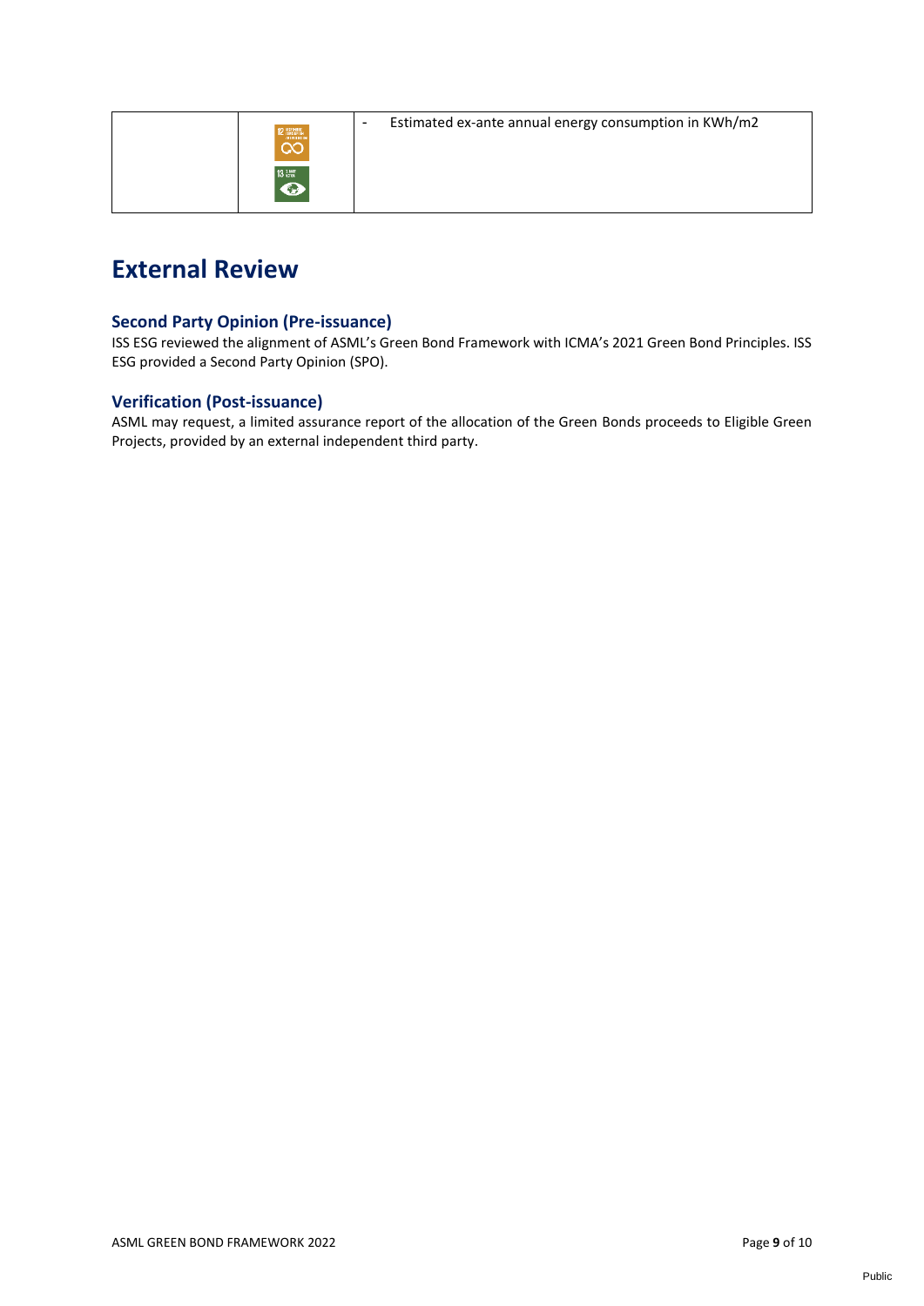| | | |
|---|---|---|
| | | - Estimated ex-ante annual energy consumption in KWh/m2 |

# External Review

### Second Party Opinion (Pre-issuance)

ISS ESG reviewed the alignment of ASML's Green Bond Framework with ICMA's 2021 Green Bond Principles. ISS ESG provided a Second Party Opinion (SPO).

### Verification (Post-issuance)

ASML may request, a limited assurance report of the allocation of the Green Bonds proceeds to Eligible Green Projects, provided by an external independent third party.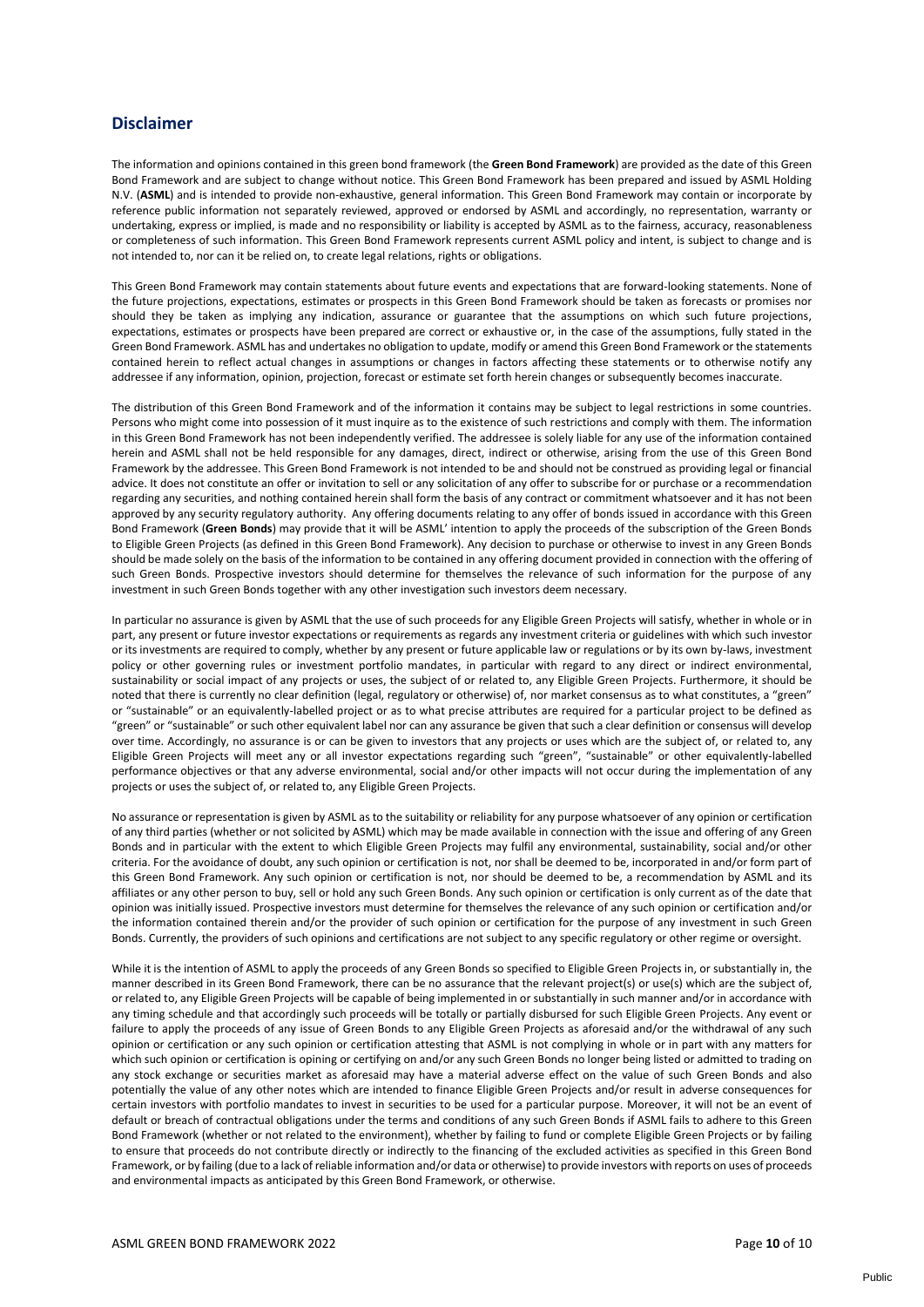## Disclaimer

The information and opinions contained in this green bond framework (the **Green Bond Framework**) are provided as the date of this Green Bond Framework and are subject to change without notice. This Green Bond Framework has been prepared and issued by ASML Holding N.V. (**ASML**) and is intended to provide non-exhaustive, general information. This Green Bond Framework may contain or incorporate by reference public information not separately reviewed, approved or endorsed by ASML and accordingly, no representation, warranty or undertaking, express or implied, is made and no responsibility or liability is accepted by ASML as to the fairness, accuracy, reasonableness or completeness of such information. This Green Bond Framework represents current ASML policy and intent, is subject to change and is not intended to, nor can it be relied on, to create legal relations, rights or obligations.

This Green Bond Framework may contain statements about future events and expectations that are forward-looking statements. None of the future projections, expectations, estimates or prospects in this Green Bond Framework should be taken as forecasts or promises nor should they be taken as implying any indication, assurance or guarantee that the assumptions on which such future projections, expectations, estimates or prospects have been prepared are correct or exhaustive or, in the case of the assumptions, fully stated in the Green Bond Framework. ASML has and undertakes no obligation to update, modify or amend this Green Bond Framework or the statements contained herein to reflect actual changes in assumptions or changes in factors affecting these statements or to otherwise notify any addressee if any information, opinion, projection, forecast or estimate set forth herein changes or subsequently becomes inaccurate.

The distribution of this Green Bond Framework and of the information it contains may be subject to legal restrictions in some countries. Persons who might come into possession of it must inquire as to the existence of such restrictions and comply with them. The information in this Green Bond Framework has not been independently verified. The addressee is solely liable for any use of the information contained herein and ASML shall not be held responsible for any damages, direct, indirect or otherwise, arising from the use of this Green Bond Framework by the addressee. This Green Bond Framework is not intended to be and should not be construed as providing legal or financial advice. It does not constitute an offer or invitation to sell or any solicitation of any offer to subscribe for or purchase or a recommendation regarding any securities, and nothing contained herein shall form the basis of any contract or commitment whatsoever and it has not been approved by any security regulatory authority. Any offering documents relating to any offer of bonds issued in accordance with this Green Bond Framework (**Green Bonds**) may provide that it will be ASML' intention to apply the proceeds of the subscription of the Green Bonds to Eligible Green Projects (as defined in this Green Bond Framework). Any decision to purchase or otherwise to invest in any Green Bonds should be made solely on the basis of the information to be contained in any offering document provided in connection with the offering of such Green Bonds. Prospective investors should determine for themselves the relevance of such information for the purpose of any investment in such Green Bonds together with any other investigation such investors deem necessary.

In particular no assurance is given by ASML that the use of such proceeds for any Eligible Green Projects will satisfy, whether in whole or in part, any present or future investor expectations or requirements as regards any investment criteria or guidelines with which such investor or its investments are required to comply, whether by any present or future applicable law or regulations or by its own by-laws, investment policy or other governing rules or investment portfolio mandates, in particular with regard to any direct or indirect environmental, sustainability or social impact of any projects or uses, the subject of or related to, any Eligible Green Projects. Furthermore, it should be noted that there is currently no clear definition (legal, regulatory or otherwise) of, nor market consensus as to what constitutes, a "green" or "sustainable" or an equivalently-labelled project or as to what precise attributes are required for a particular project to be defined as "green" or "sustainable" or such other equivalent label nor can any assurance be given that such a clear definition or consensus will develop over time. Accordingly, no assurance is or can be given to investors that any projects or uses which are the subject of, or related to, any Eligible Green Projects will meet any or all investor expectations regarding such "green", "sustainable" or other equivalently-labelled performance objectives or that any adverse environmental, social and/or other impacts will not occur during the implementation of any projects or uses the subject of, or related to, any Eligible Green Projects.

No assurance or representation is given by ASML as to the suitability or reliability for any purpose whatsoever of any opinion or certification of any third parties (whether or not solicited by ASML) which may be made available in connection with the issue and offering of any Green Bonds and in particular with the extent to which Eligible Green Projects may fulfil any environmental, sustainability, social and/or other criteria. For the avoidance of doubt, any such opinion or certification is not, nor shall be deemed to be, incorporated in and/or form part of this Green Bond Framework. Any such opinion or certification is not, nor should be deemed to be, a recommendation by ASML and its affiliates or any other person to buy, sell or hold any such Green Bonds. Any such opinion or certification is only current as of the date that opinion was initially issued. Prospective investors must determine for themselves the relevance of any such opinion or certification and/or the information contained therein and/or the provider of such opinion or certification for the purpose of any investment in such Green Bonds. Currently, the providers of such opinions and certifications are not subject to any specific regulatory or other regime or oversight.

While it is the intention of ASML to apply the proceeds of any Green Bonds so specified to Eligible Green Projects in, or substantially in, the manner described in its Green Bond Framework, there can be no assurance that the relevant project(s) or use(s) which are the subject of, or related to, any Eligible Green Projects will be capable of being implemented in or substantially in such manner and/or in accordance with any timing schedule and that accordingly such proceeds will be totally or partially disbursed for such Eligible Green Projects. Any event or failure to apply the proceeds of any issue of Green Bonds to any Eligible Green Projects as aforesaid and/or the withdrawal of any such opinion or certification or any such opinion or certification attesting that ASML is not complying in whole or in part with any matters for which such opinion or certification is opining or certifying on and/or any such Green Bonds no longer being listed or admitted to trading on any stock exchange or securities market as aforesaid may have a material adverse effect on the value of such Green Bonds and also potentially the value of any other notes which are intended to finance Eligible Green Projects and/or result in adverse consequences for certain investors with portfolio mandates to invest in securities to be used for a particular purpose. Moreover, it will not be an event of default or breach of contractual obligations under the terms and conditions of any such Green Bonds if ASML fails to adhere to this Green Bond Framework (whether or not related to the environment), whether by failing to fund or complete Eligible Green Projects or by failing to ensure that proceeds do not contribute directly or indirectly to the financing of the excluded activities as specified in this Green Bond Framework, or by failing (due to a lack of reliable information and/or data or otherwise) to provide investors with reports on uses of proceeds and environmental impacts as anticipated by this Green Bond Framework, or otherwise.